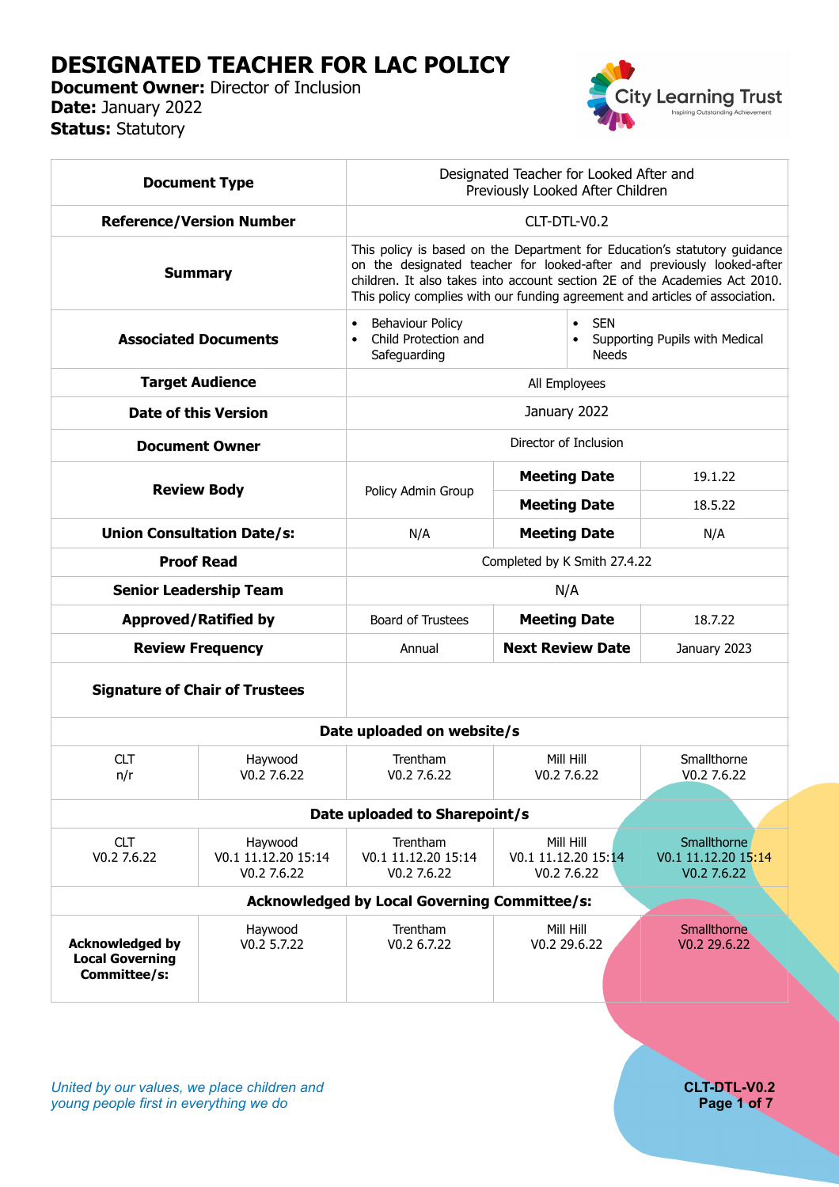# DESIGNATED TEACHER FOR LAC POLICY

**Document Owner:** Director of Inclusion
**Date:** January 2022
**Status:** Statutory

| **Document Type** | Designated Teacher for Looked After and Previously Looked After Children | | | |
|---|---|---|---|---|
| **Reference/Version Number** | CLT-DTL-V0.2 | | | |
| **Summary** | This policy is based on the Department for Education's statutory guidance on the designated teacher for looked-after and previously looked-after children. It also takes into account section 2E of the Academies Act 2010. This policy complies with our funding agreement and articles of association. | | | |
| **Associated Documents** | • Behaviour Policy<br>• Child Protection and Safeguarding | | • SEN<br>• Supporting Pupils with Medical Needs | |
| **Target Audience** | All Employees | | | |
| **Date of this Version** | January 2022 | | | |
| **Document Owner** | Director of Inclusion | | | |
| **Review Body** | Policy Admin Group | | **Meeting Date** | 19.1.22 |
| | | | **Meeting Date** | 18.5.22 |
| **Union Consultation Date/s:** | N/A | | **Meeting Date** | N/A |
| **Proof Read** | Completed by K Smith 27.4.22 | | | |
| **Senior Leadership Team** | N/A | | | |
| **Approved/Ratified by** | Board of Trustees | | **Meeting Date** | 18.7.22 |
| **Review Frequency** | Annual | | **Next Review Date** | January 2023 |
| **Signature of Chair of Trustees** | | | | |

**Date uploaded on website/s**

| CLT | Haywood | Trentham | Mill Hill | Smallthorne |
|---|---|---|---|---|
| n/r | V0.2 7.6.22 | V0.2 7.6.22 | V0.2 7.6.22 | V0.2 7.6.22 |

**Date uploaded to Sharepoint/s**

| CLT | Haywood | Trentham | Mill Hill | Smallthorne |
|---|---|---|---|---|
| V0.2 7.6.22 | V0.1 11.12.20 15:14<br>V0.2 7.6.22 | V0.1 11.12.20 15:14<br>V0.2 7.6.22 | V0.1 11.12.20 15:14<br>V0.2 7.6.22 | V0.1 11.12.20 15:14<br>V0.2 7.6.22 |

**Acknowledged by Local Governing Committee/s:**

| | Haywood | Trentham | Mill Hill | Smallthorne |
|---|---|---|---|---|
| **Acknowledged by Local Governing Committee/s:** | V0.2 5.7.22 | V0.2 6.7.22 | V0.2 29.6.22 | V0.2 29.6.22 |

*United by our values, we place children and young people first in everything we do*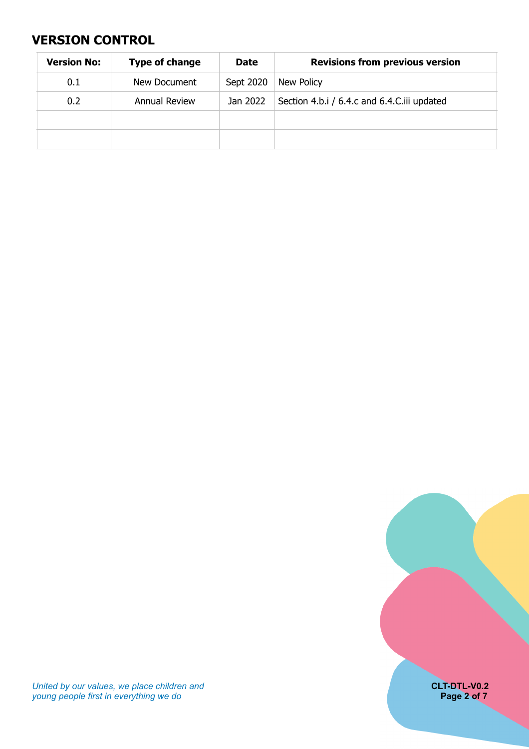## VERSION CONTROL

| Version No: | Type of change | Date | Revisions from previous version |
|---|---|---|---|
| 0.1 | New Document | Sept 2020 | New Policy |
| 0.2 | Annual Review | Jan 2022 | Section 4.b.i / 6.4.c and 6.4.C.iii updated |
| | | | |
| | | | |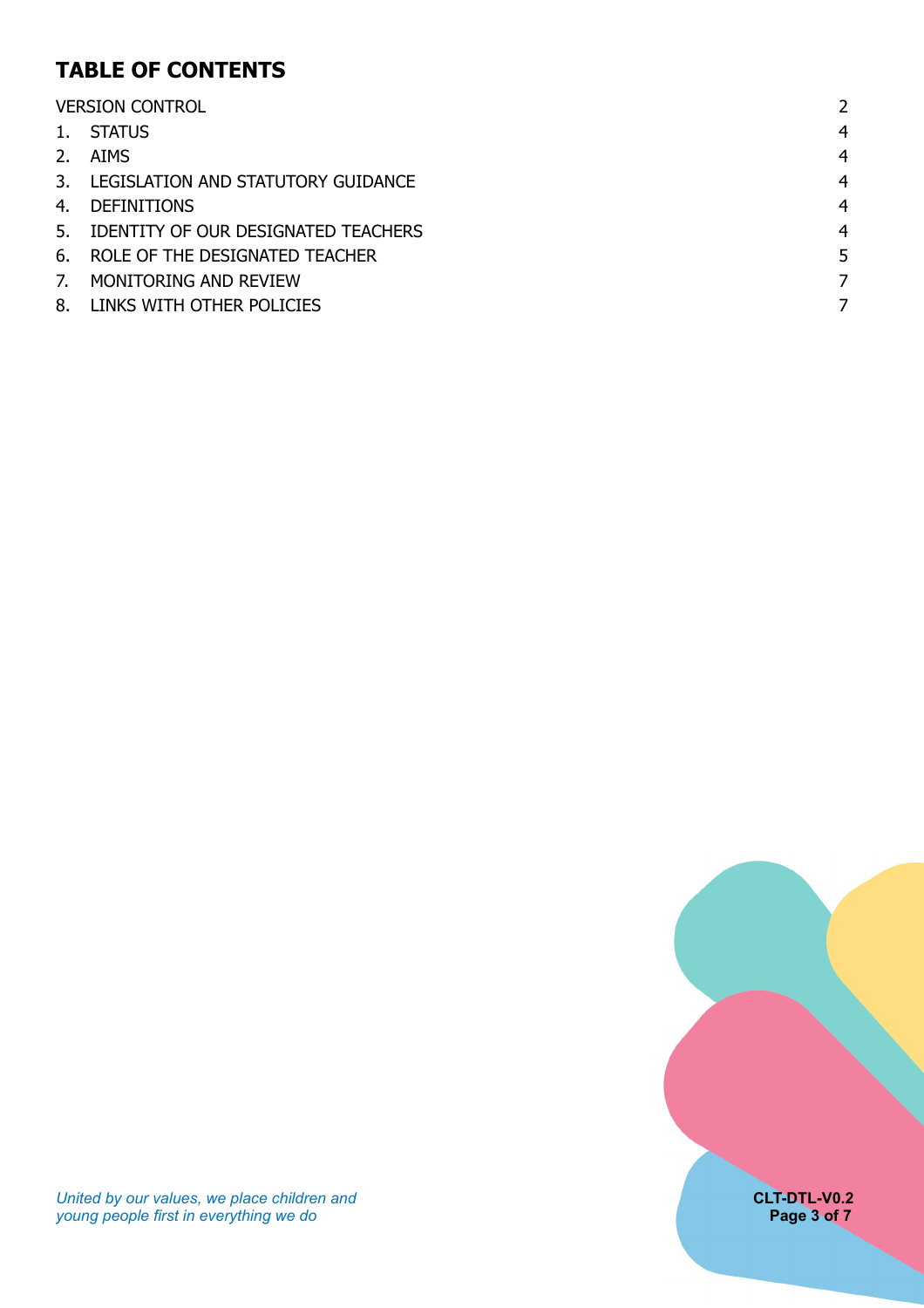## TABLE OF CONTENTS

| | | |
|---|---|---|
| VERSION CONTROL | | 2 |
| 1. | STATUS | 4 |
| 2. | AIMS | 4 |
| 3. | LEGISLATION AND STATUTORY GUIDANCE | 4 |
| 4. | DEFINITIONS | 4 |
| 5. | IDENTITY OF OUR DESIGNATED TEACHERS | 4 |
| 6. | ROLE OF THE DESIGNATED TEACHER | 5 |
| 7. | MONITORING AND REVIEW | 7 |
| 8. | LINKS WITH OTHER POLICIES | 7 |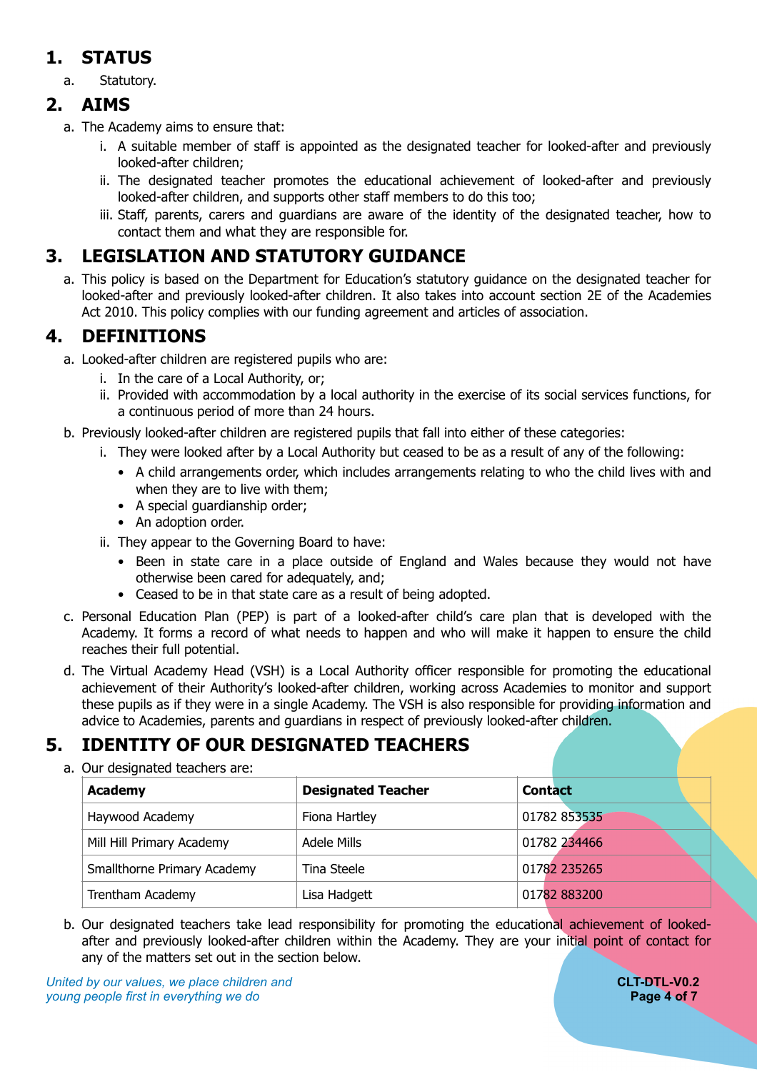## 1. STATUS

a. Statutory.

## 2. AIMS

a. The Academy aims to ensure that:

   i. A suitable member of staff is appointed as the designated teacher for looked-after and previously looked-after children;

   ii. The designated teacher promotes the educational achievement of looked-after and previously looked-after children, and supports other staff members to do this too;

   iii. Staff, parents, carers and guardians are aware of the identity of the designated teacher, how to contact them and what they are responsible for.

## 3. LEGISLATION AND STATUTORY GUIDANCE

a. This policy is based on the Department for Education's statutory guidance on the designated teacher for looked-after and previously looked-after children. It also takes into account section 2E of the Academies Act 2010. This policy complies with our funding agreement and articles of association.

## 4. DEFINITIONS

a. Looked-after children are registered pupils who are:

   i. In the care of a Local Authority, or;

   ii. Provided with accommodation by a local authority in the exercise of its social services functions, for a continuous period of more than 24 hours.

b. Previously looked-after children are registered pupils that fall into either of these categories:

   i. They were looked after by a Local Authority but ceased to be as a result of any of the following:

      - A child arrangements order, which includes arrangements relating to who the child lives with and when they are to live with them;
      - A special guardianship order;
      - An adoption order.

   ii. They appear to the Governing Board to have:

      - Been in state care in a place outside of England and Wales because they would not have otherwise been cared for adequately, and;
      - Ceased to be in that state care as a result of being adopted.

c. Personal Education Plan (PEP) is part of a looked-after child's care plan that is developed with the Academy. It forms a record of what needs to happen and who will make it happen to ensure the child reaches their full potential.

d. The Virtual Academy Head (VSH) is a Local Authority officer responsible for promoting the educational achievement of their Authority's looked-after children, working across Academies to monitor and support these pupils as if they were in a single Academy. The VSH is also responsible for providing information and advice to Academies, parents and guardians in respect of previously looked-after children.

## 5. IDENTITY OF OUR DESIGNATED TEACHERS

a. Our designated teachers are:

| Academy | Designated Teacher | Contact |
|---|---|---|
| Haywood Academy | Fiona Hartley | 01782 853535 |
| Mill Hill Primary Academy | Adele Mills | 01782 234466 |
| Smallthorne Primary Academy | Tina Steele | 01782 235265 |
| Trentham Academy | Lisa Hadgett | 01782 883200 |

b. Our designated teachers take lead responsibility for promoting the educational achievement of looked-after and previously looked-after children within the Academy. They are your initial point of contact for any of the matters set out in the section below.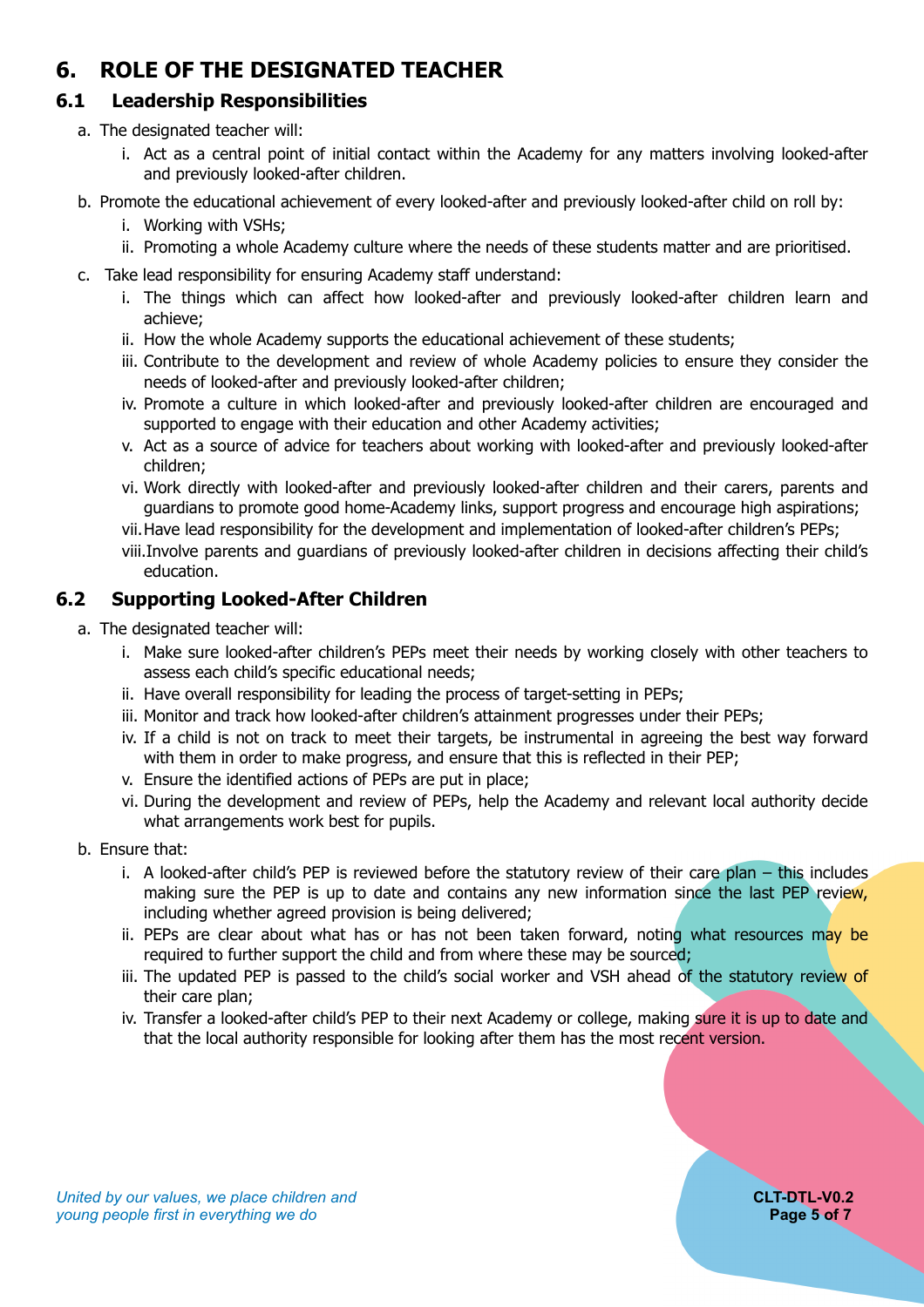# 6. ROLE OF THE DESIGNATED TEACHER

## 6.1 Leadership Responsibilities

a. The designated teacher will:
   i. Act as a central point of initial contact within the Academy for any matters involving looked-after and previously looked-after children.

b. Promote the educational achievement of every looked-after and previously looked-after child on roll by:
   i. Working with VSHs;
   ii. Promoting a whole Academy culture where the needs of these students matter and are prioritised.

c. Take lead responsibility for ensuring Academy staff understand:
   i. The things which can affect how looked-after and previously looked-after children learn and achieve;
   ii. How the whole Academy supports the educational achievement of these students;
   iii. Contribute to the development and review of whole Academy policies to ensure they consider the needs of looked-after and previously looked-after children;
   iv. Promote a culture in which looked-after and previously looked-after children are encouraged and supported to engage with their education and other Academy activities;
   v. Act as a source of advice for teachers about working with looked-after and previously looked-after children;
   vi. Work directly with looked-after and previously looked-after children and their carers, parents and guardians to promote good home-Academy links, support progress and encourage high aspirations;
   vii. Have lead responsibility for the development and implementation of looked-after children's PEPs;
   viii. Involve parents and guardians of previously looked-after children in decisions affecting their child's education.

## 6.2 Supporting Looked-After Children

a. The designated teacher will:
   i. Make sure looked-after children's PEPs meet their needs by working closely with other teachers to assess each child's specific educational needs;
   ii. Have overall responsibility for leading the process of target-setting in PEPs;
   iii. Monitor and track how looked-after children's attainment progresses under their PEPs;
   iv. If a child is not on track to meet their targets, be instrumental in agreeing the best way forward with them in order to make progress, and ensure that this is reflected in their PEP;
   v. Ensure the identified actions of PEPs are put in place;
   vi. During the development and review of PEPs, help the Academy and relevant local authority decide what arrangements work best for pupils.

b. Ensure that:
   i. A looked-after child's PEP is reviewed before the statutory review of their care plan – this includes making sure the PEP is up to date and contains any new information since the last PEP review, including whether agreed provision is being delivered;
   ii. PEPs are clear about what has or has not been taken forward, noting what resources may be required to further support the child and from where these may be sourced;
   iii. The updated PEP is passed to the child's social worker and VSH ahead of the statutory review of their care plan;
   iv. Transfer a looked-after child's PEP to their next Academy or college, making sure it is up to date and that the local authority responsible for looking after them has the most recent version.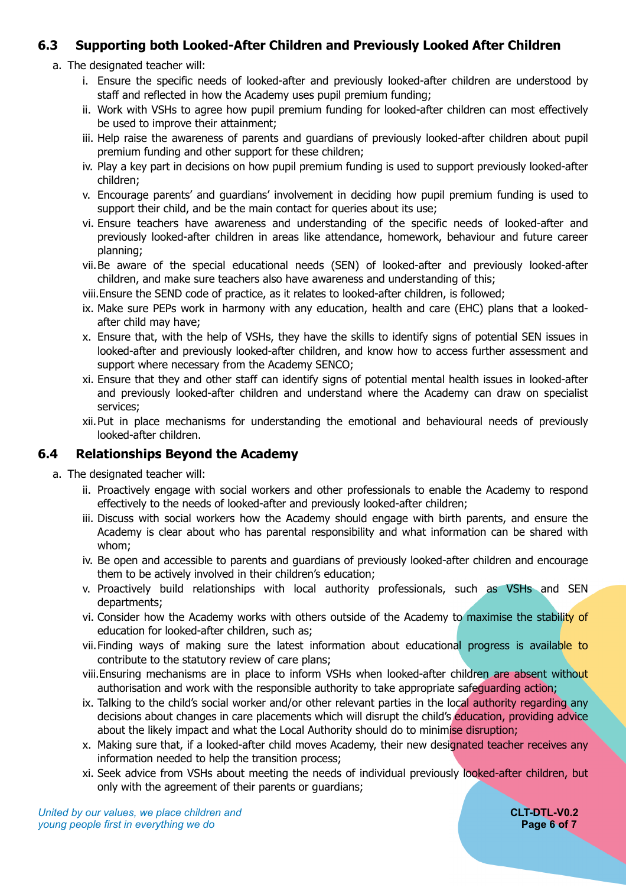### 6.3 Supporting both Looked-After Children and Previously Looked After Children

a. The designated teacher will:

   i. Ensure the specific needs of looked-after and previously looked-after children are understood by staff and reflected in how the Academy uses pupil premium funding;

   ii. Work with VSHs to agree how pupil premium funding for looked-after children can most effectively be used to improve their attainment;

   iii. Help raise the awareness of parents and guardians of previously looked-after children about pupil premium funding and other support for these children;

   iv. Play a key part in decisions on how pupil premium funding is used to support previously looked-after children;

   v. Encourage parents' and guardians' involvement in deciding how pupil premium funding is used to support their child, and be the main contact for queries about its use;

   vi. Ensure teachers have awareness and understanding of the specific needs of looked-after and previously looked-after children in areas like attendance, homework, behaviour and future career planning;

   vii. Be aware of the special educational needs (SEN) of looked-after and previously looked-after children, and make sure teachers also have awareness and understanding of this;

   viii. Ensure the SEND code of practice, as it relates to looked-after children, is followed;

   ix. Make sure PEPs work in harmony with any education, health and care (EHC) plans that a looked-after child may have;

   x. Ensure that, with the help of VSHs, they have the skills to identify signs of potential SEN issues in looked-after and previously looked-after children, and know how to access further assessment and support where necessary from the Academy SENCO;

   xi. Ensure that they and other staff can identify signs of potential mental health issues in looked-after and previously looked-after children and understand where the Academy can draw on specialist services;

   xii. Put in place mechanisms for understanding the emotional and behavioural needs of previously looked-after children.

### 6.4 Relationships Beyond the Academy

a. The designated teacher will:

   ii. Proactively engage with social workers and other professionals to enable the Academy to respond effectively to the needs of looked-after and previously looked-after children;

   iii. Discuss with social workers how the Academy should engage with birth parents, and ensure the Academy is clear about who has parental responsibility and what information can be shared with whom;

   iv. Be open and accessible to parents and guardians of previously looked-after children and encourage them to be actively involved in their children's education;

   v. Proactively build relationships with local authority professionals, such as VSHs and SEN departments;

   vi. Consider how the Academy works with others outside of the Academy to maximise the stability of education for looked-after children, such as;

   vii. Finding ways of making sure the latest information about educational progress is available to contribute to the statutory review of care plans;

   viii. Ensuring mechanisms are in place to inform VSHs when looked-after children are absent without authorisation and work with the responsible authority to take appropriate safeguarding action;

   ix. Talking to the child's social worker and/or other relevant parties in the local authority regarding any decisions about changes in care placements which will disrupt the child's education, providing advice about the likely impact and what the Local Authority should do to minimise disruption;

   x. Making sure that, if a looked-after child moves Academy, their new designated teacher receives any information needed to help the transition process;

   xi. Seek advice from VSHs about meeting the needs of individual previously looked-after children, but only with the agreement of their parents or guardians;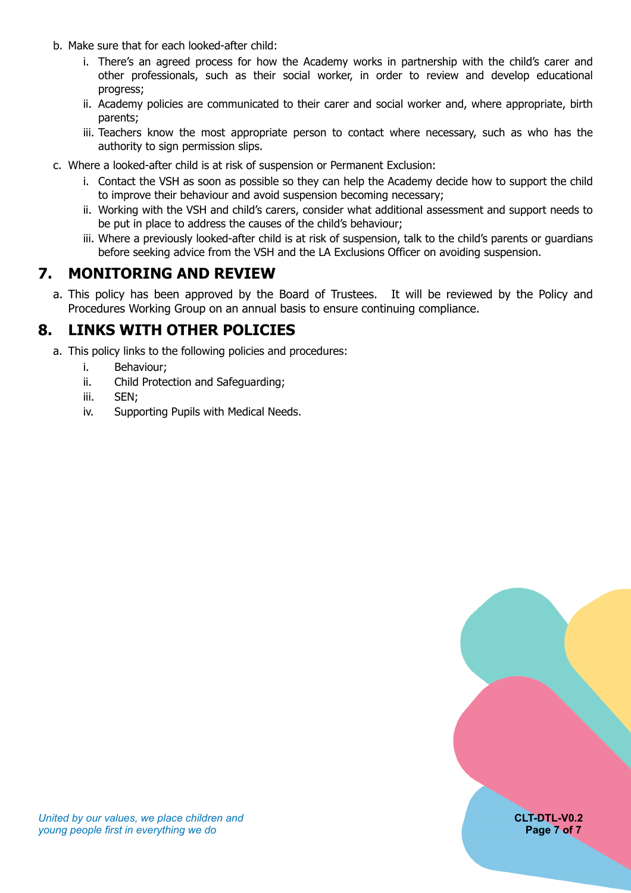b. Make sure that for each looked-after child:
   i. There's an agreed process for how the Academy works in partnership with the child's carer and other professionals, such as their social worker, in order to review and develop educational progress;
   ii. Academy policies are communicated to their carer and social worker and, where appropriate, birth parents;
   iii. Teachers know the most appropriate person to contact where necessary, such as who has the authority to sign permission slips.

c. Where a looked-after child is at risk of suspension or Permanent Exclusion:
   i. Contact the VSH as soon as possible so they can help the Academy decide how to support the child to improve their behaviour and avoid suspension becoming necessary;
   ii. Working with the VSH and child's carers, consider what additional assessment and support needs to be put in place to address the causes of the child's behaviour;
   iii. Where a previously looked-after child is at risk of suspension, talk to the child's parents or guardians before seeking advice from the VSH and the LA Exclusions Officer on avoiding suspension.

## 7. MONITORING AND REVIEW

a. This policy has been approved by the Board of Trustees. It will be reviewed by the Policy and Procedures Working Group on an annual basis to ensure continuing compliance.

## 8. LINKS WITH OTHER POLICIES

a. This policy links to the following policies and procedures:
   i. Behaviour;
   ii. Child Protection and Safeguarding;
   iii. SEN;
   iv. Supporting Pupils with Medical Needs.